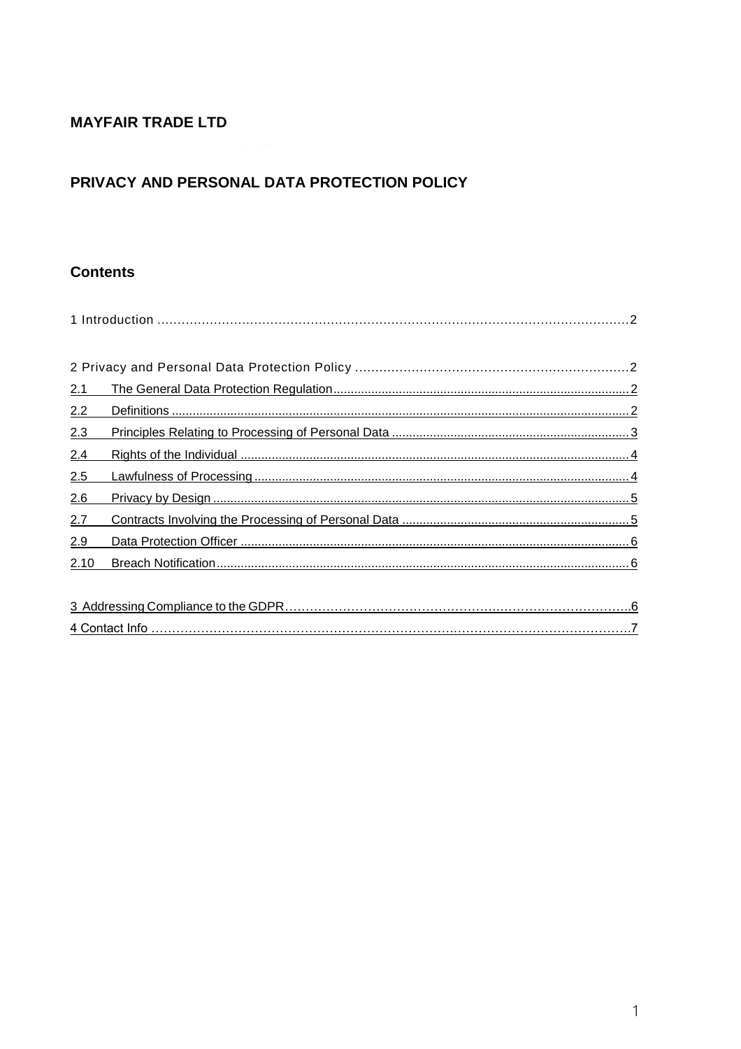**MAYFAIR TRADE LTD**

# PRIVACY AND PERSONAL DATA PROTECTION POLICY

## Contents

1 Introduction ........................................................................................................2

2 Privacy and Personal Data Protection Policy ....................................................................2

2.1 The General Data Protection Regulation ..........................................................................2

2.2 Definitions ........................................................................................................2

2.3 Principles Relating to Processing of Personal Data ..........................................................3

2.4 Rights of the Individual ........................................................................................4

2.5 Lawfulness of Processing ......................................................................................4

2.6 Privacy by Design ................................................................................................5

2.7 Contracts Involving the Processing of Personal Data ........................................................5

2.9 Data Protection Officer .........................................................................................6

2.10 Breach Notification ............................................................................................6

3 Addressing Compliance to the GDPR..................................................................................6

4 Contact Info ..........................................................................................................7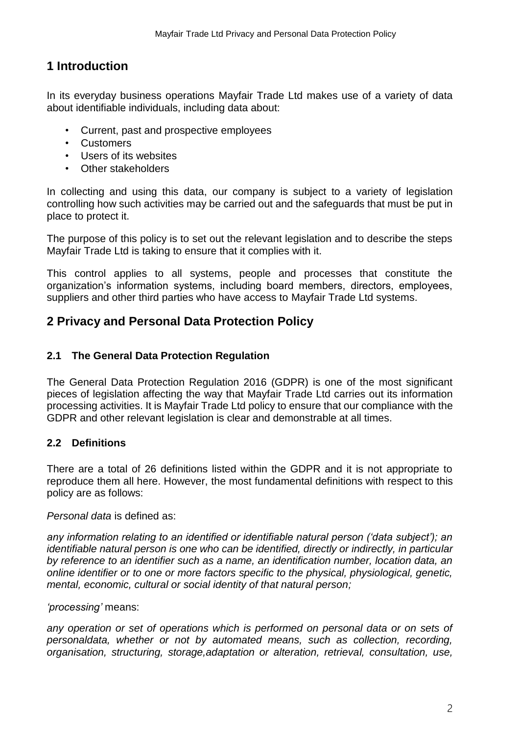# 1 Introduction

In its everyday business operations Mayfair Trade Ltd makes use of a variety of data about identifiable individuals, including data about:

- Current, past and prospective employees
- Customers
- Users of its websites
- Other stakeholders

In collecting and using this data, our company is subject to a variety of legislation controlling how such activities may be carried out and the safeguards that must be put in place to protect it.

The purpose of this policy is to set out the relevant legislation and to describe the steps Mayfair Trade Ltd is taking to ensure that it complies with it.

This control applies to all systems, people and processes that constitute the organization's information systems, including board members, directors, employees, suppliers and other third parties who have access to Mayfair Trade Ltd systems.

# 2 Privacy and Personal Data Protection Policy

## 2.1 The General Data Protection Regulation

The General Data Protection Regulation 2016 (GDPR) is one of the most significant pieces of legislation affecting the way that Mayfair Trade Ltd carries out its information processing activities. It is Mayfair Trade Ltd policy to ensure that our compliance with the GDPR and other relevant legislation is clear and demonstrable at all times.

## 2.2 Definitions

There are a total of 26 definitions listed within the GDPR and it is not appropriate to reproduce them all here. However, the most fundamental definitions with respect to this policy are as follows:

*Personal data* is defined as:

*any information relating to an identified or identifiable natural person ('data subject'); an identifiable natural person is one who can be identified, directly or indirectly, in particular by reference to an identifier such as a name, an identification number, location data, an online identifier or to one or more factors specific to the physical, physiological, genetic, mental, economic, cultural or social identity of that natural person;*

*'processing'* means:

*any operation or set of operations which is performed on personal data or on sets of personaldata, whether or not by automated means, such as collection, recording, organisation, structuring, storage,adaptation or alteration, retrieval, consultation, use,*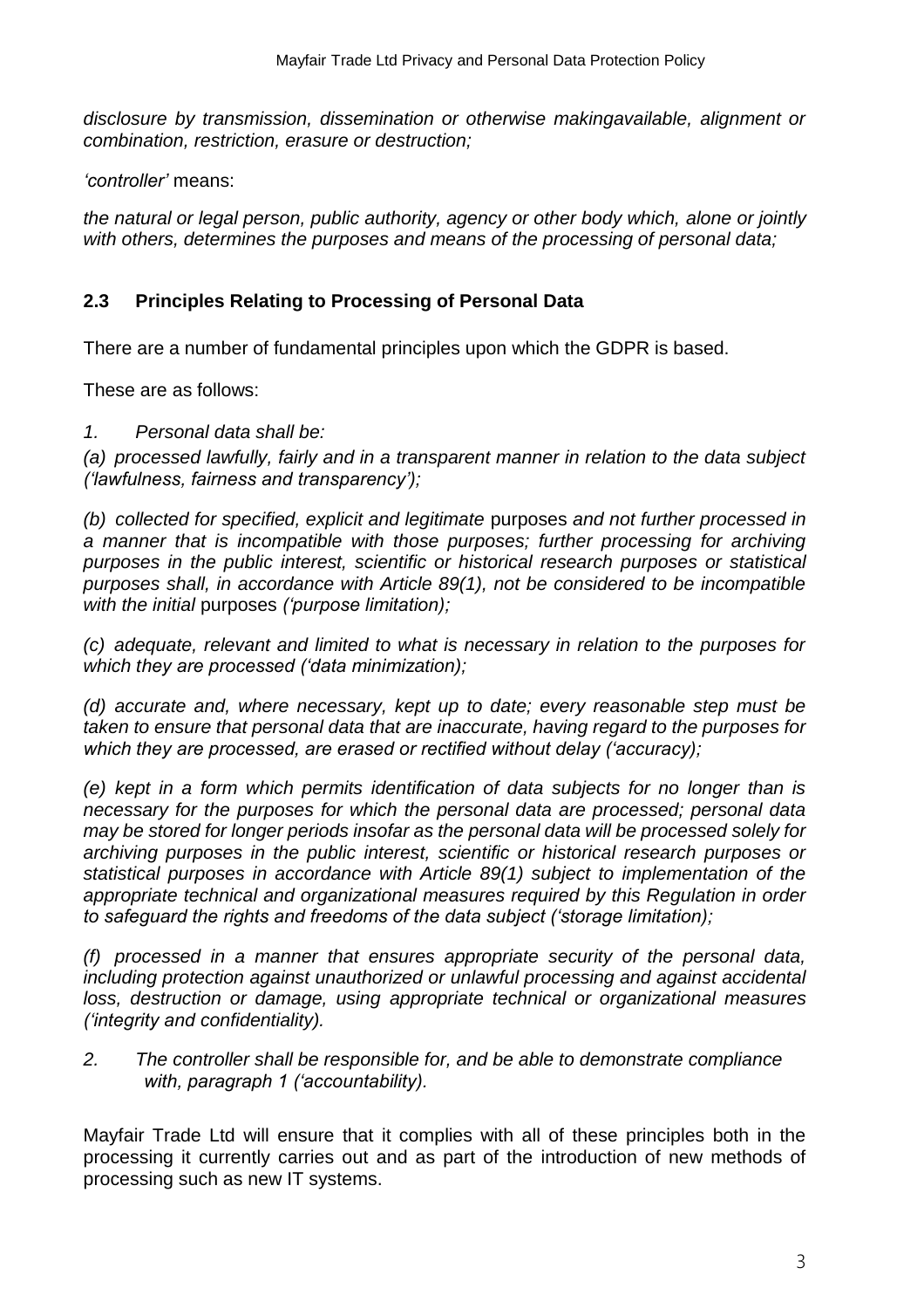*disclosure by transmission, dissemination or otherwise makingavailable, alignment or combination, restriction, erasure or destruction;*

*'controller'* means:

*the natural or legal person, public authority, agency or other body which, alone or jointly with others, determines the purposes and means of the processing of personal data;*

### 2.3 Principles Relating to Processing of Personal Data

There are a number of fundamental principles upon which the GDPR is based.

These are as follows:

*1. Personal data shall be:*

*(a) processed lawfully, fairly and in a transparent manner in relation to the data subject ('lawfulness, fairness and transparency');*

*(b) collected for specified, explicit and legitimate* purposes *and not further processed in a manner that is incompatible with those purposes; further processing for archiving purposes in the public interest, scientific or historical research purposes or statistical purposes shall, in accordance with Article 89(1), not be considered to be incompatible with the initial* purposes *('purpose limitation);*

*(c) adequate, relevant and limited to what is necessary in relation to the purposes for which they are processed ('data minimization);*

*(d) accurate and, where necessary, kept up to date; every reasonable step must be taken to ensure that personal data that are inaccurate, having regard to the purposes for which they are processed, are erased or rectified without delay ('accuracy);*

*(e) kept in a form which permits identification of data subjects for no longer than is necessary for the purposes for which the personal data are processed; personal data may be stored for longer periods insofar as the personal data will be processed solely for archiving purposes in the public interest, scientific or historical research purposes or statistical purposes in accordance with Article 89(1) subject to implementation of the appropriate technical and organizational measures required by this Regulation in order to safeguard the rights and freedoms of the data subject ('storage limitation);*

*(f) processed in a manner that ensures appropriate security of the personal data, including protection against unauthorized or unlawful processing and against accidental loss, destruction or damage, using appropriate technical or organizational measures ('integrity and confidentiality).*

*2. The controller shall be responsible for, and be able to demonstrate compliance with, paragraph 1 ('accountability).*

Mayfair Trade Ltd will ensure that it complies with all of these principles both in the processing it currently carries out and as part of the introduction of new methods of processing such as new IT systems.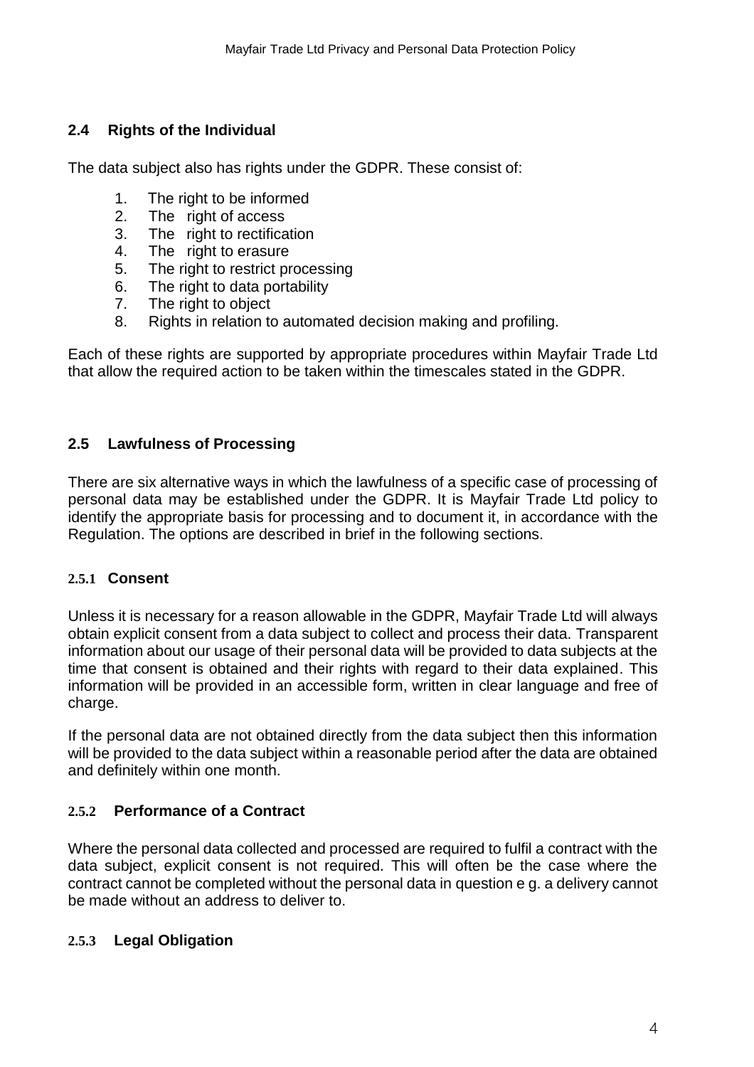## 2.4 Rights of the Individual

The data subject also has rights under the GDPR. These consist of:

1. The right to be informed
2. The right of access
3. The right to rectification
4. The right to erasure
5. The right to restrict processing
6. The right to data portability
7. The right to object
8. Rights in relation to automated decision making and profiling.

Each of these rights are supported by appropriate procedures within Mayfair Trade Ltd that allow the required action to be taken within the timescales stated in the GDPR.

## 2.5 Lawfulness of Processing

There are six alternative ways in which the lawfulness of a specific case of processing of personal data may be established under the GDPR. It is Mayfair Trade Ltd policy to identify the appropriate basis for processing and to document it, in accordance with the Regulation. The options are described in brief in the following sections.

### 2.5.1 Consent

Unless it is necessary for a reason allowable in the GDPR, Mayfair Trade Ltd will always obtain explicit consent from a data subject to collect and process their data. Transparent information about our usage of their personal data will be provided to data subjects at the time that consent is obtained and their rights with regard to their data explained. This information will be provided in an accessible form, written in clear language and free of charge.

If the personal data are not obtained directly from the data subject then this information will be provided to the data subject within a reasonable period after the data are obtained and definitely within one month.

### 2.5.2 Performance of a Contract

Where the personal data collected and processed are required to fulfil a contract with the data subject, explicit consent is not required. This will often be the case where the contract cannot be completed without the personal data in question e g. a delivery cannot be made without an address to deliver to.

### 2.5.3 Legal Obligation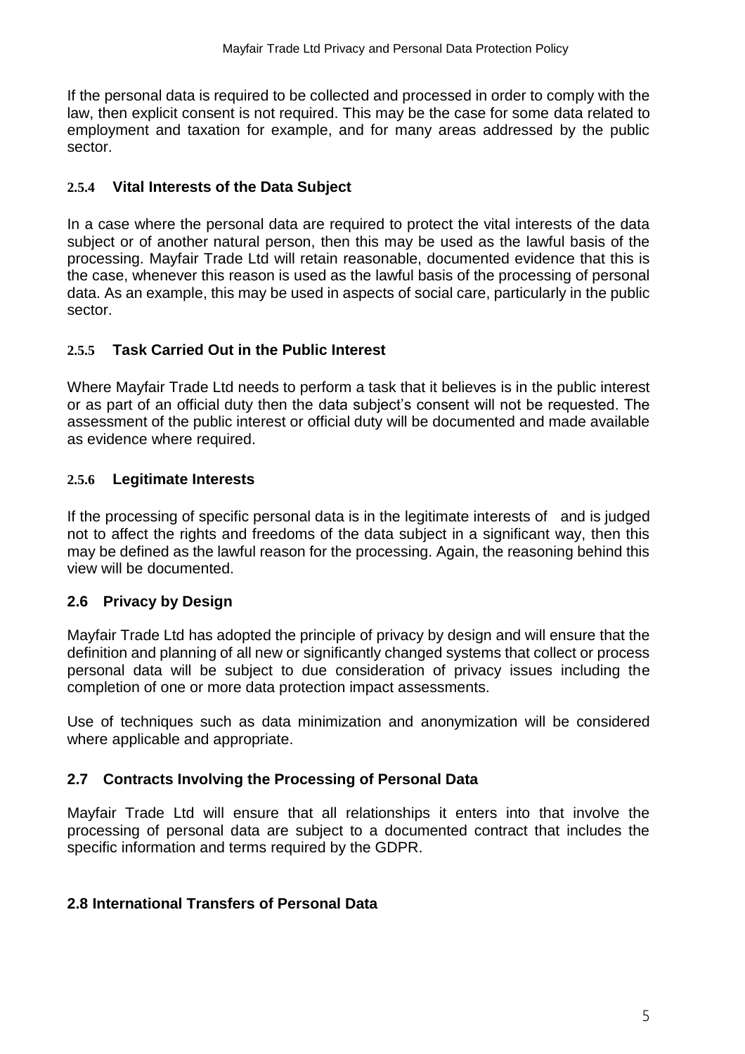If the personal data is required to be collected and processed in order to comply with the law, then explicit consent is not required. This may be the case for some data related to employment and taxation for example, and for many areas addressed by the public sector.

#### 2.5.4 Vital Interests of the Data Subject

In a case where the personal data are required to protect the vital interests of the data subject or of another natural person, then this may be used as the lawful basis of the processing. Mayfair Trade Ltd will retain reasonable, documented evidence that this is the case, whenever this reason is used as the lawful basis of the processing of personal data. As an example, this may be used in aspects of social care, particularly in the public sector.

#### 2.5.5 Task Carried Out in the Public Interest

Where Mayfair Trade Ltd needs to perform a task that it believes is in the public interest or as part of an official duty then the data subject's consent will not be requested. The assessment of the public interest or official duty will be documented and made available as evidence where required.

#### 2.5.6 Legitimate Interests

If the processing of specific personal data is in the legitimate interests of  and is judged not to affect the rights and freedoms of the data subject in a significant way, then this may be defined as the lawful reason for the processing. Again, the reasoning behind this view will be documented.

### 2.6 Privacy by Design

Mayfair Trade Ltd has adopted the principle of privacy by design and will ensure that the definition and planning of all new or significantly changed systems that collect or process personal data will be subject to due consideration of privacy issues including the completion of one or more data protection impact assessments.

Use of techniques such as data minimization and anonymization will be considered where applicable and appropriate.

### 2.7 Contracts Involving the Processing of Personal Data

Mayfair Trade Ltd will ensure that all relationships it enters into that involve the processing of personal data are subject to a documented contract that includes the specific information and terms required by the GDPR.

### 2.8 International Transfers of Personal Data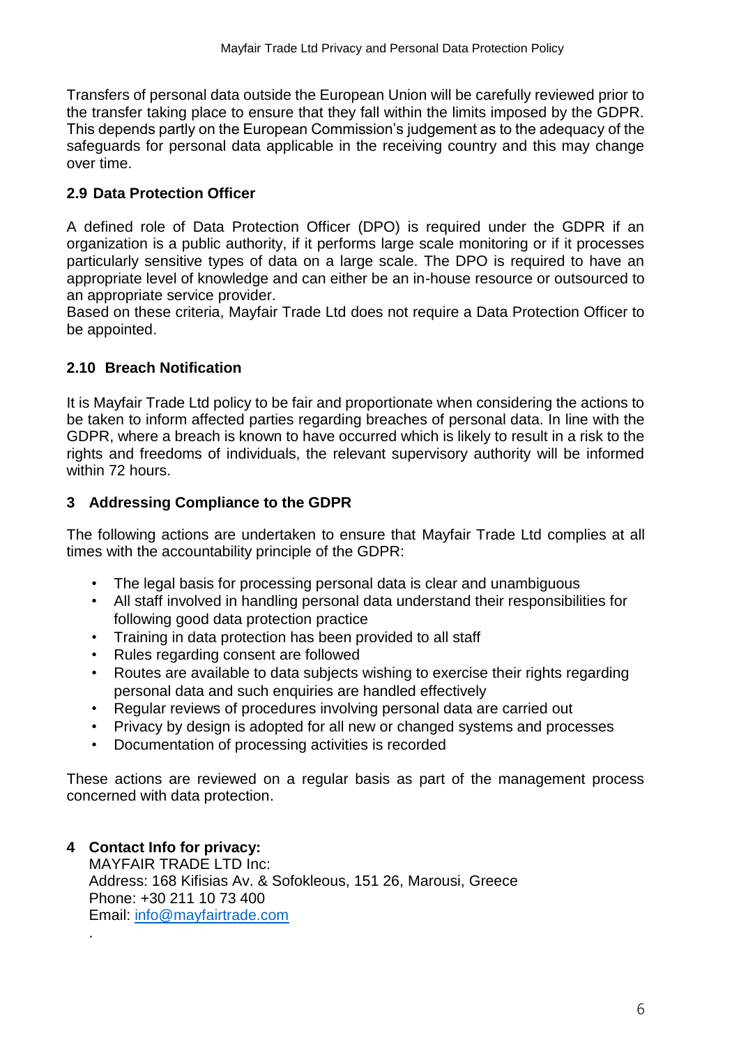Transfers of personal data outside the European Union will be carefully reviewed prior to the transfer taking place to ensure that they fall within the limits imposed by the GDPR. This depends partly on the European Commission's judgement as to the adequacy of the safeguards for personal data applicable in the receiving country and this may change over time.

### 2.9 Data Protection Officer

A defined role of Data Protection Officer (DPO) is required under the GDPR if an organization is a public authority, if it performs large scale monitoring or if it processes particularly sensitive types of data on a large scale. The DPO is required to have an appropriate level of knowledge and can either be an in-house resource or outsourced to an appropriate service provider.
Based on these criteria, Mayfair Trade Ltd does not require a Data Protection Officer to be appointed.

### 2.10 Breach Notification

It is Mayfair Trade Ltd policy to be fair and proportionate when considering the actions to be taken to inform affected parties regarding breaches of personal data. In line with the GDPR, where a breach is known to have occurred which is likely to result in a risk to the rights and freedoms of individuals, the relevant supervisory authority will be informed within 72 hours.

## 3 Addressing Compliance to the GDPR

The following actions are undertaken to ensure that Mayfair Trade Ltd complies at all times with the accountability principle of the GDPR:

- The legal basis for processing personal data is clear and unambiguous
- All staff involved in handling personal data understand their responsibilities for following good data protection practice
- Training in data protection has been provided to all staff
- Rules regarding consent are followed
- Routes are available to data subjects wishing to exercise their rights regarding personal data and such enquiries are handled effectively
- Regular reviews of procedures involving personal data are carried out
- Privacy by design is adopted for all new or changed systems and processes
- Documentation of processing activities is recorded

These actions are reviewed on a regular basis as part of the management process concerned with data protection.

## 4 Contact Info for privacy:

MAYFAIR TRADE LTD Inc:
Address: 168 Kifisias Av. & Sofokleous, 151 26, Marousi, Greece
Phone: +30 211 10 73 400
Email: info@mayfairtrade.com

.